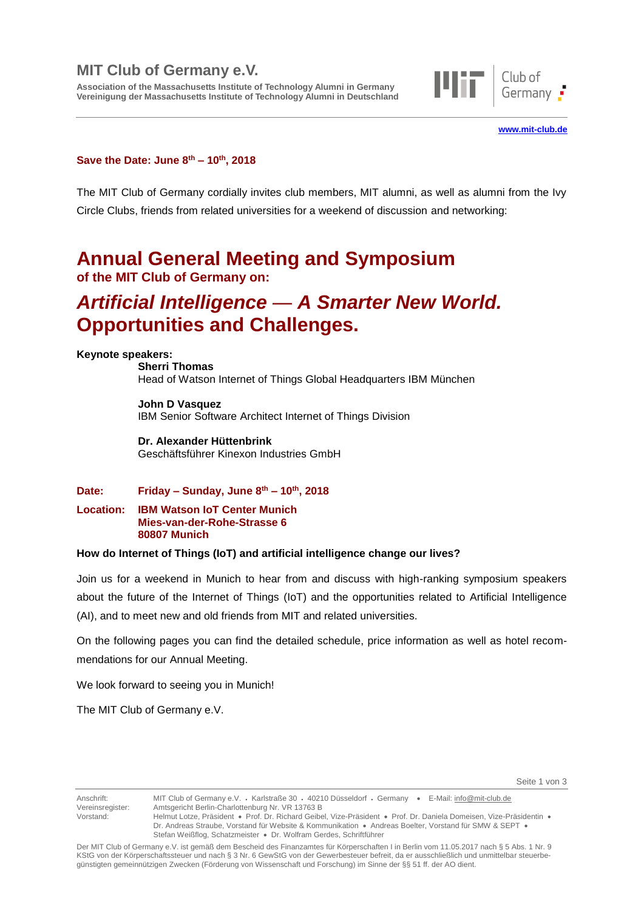# MIT Club of Germany e.V.

**Association of the Massachusetts Institute of Technology Alumni in Germany**
**Vereinigung der Massachusetts Institute of Technology Alumni in Deutschland**

Club of Germany

**www.mit-club.de**

**Save the Date: June 8th – 10th, 2018**

The MIT Club of Germany cordially invites club members, MIT alumni, as well as alumni from the Ivy Circle Clubs, friends from related universities for a weekend of discussion and networking:

## Annual General Meeting and Symposium

**of the MIT Club of Germany on:**

## *Artificial Intelligence — A Smarter New World.* Opportunities and Challenges.

**Keynote speakers:**

**Sherri Thomas**
Head of Watson Internet of Things Global Headquarters IBM München

**John D Vasquez**
IBM Senior Software Architect Internet of Things Division

**Dr. Alexander Hüttenbrink**
Geschäftsführer Kinexon Industries GmbH

**Date:** **Friday – Sunday, June 8th – 10th, 2018**

**Location:** **IBM Watson IoT Center Munich**
**Mies-van-der-Rohe-Strasse 6**
**80807 Munich**

**How do Internet of Things (IoT) and artificial intelligence change our lives?**

Join us for a weekend in Munich to hear from and discuss with high-ranking symposium speakers about the future of the Internet of Things (IoT) and the opportunities related to Artificial Intelligence (AI), and to meet new and old friends from MIT and related universities.

On the following pages you can find the detailed schedule, price information as well as hotel recommendations for our Annual Meeting.

We look forward to seeing you in Munich!

The MIT Club of Germany e.V.

Anschrift: MIT Club of Germany e.V. • Karlstraße 30 • 40210 Düsseldorf • Germany • E-Mail: info@mit-club.de
Vereinsregister: Amtsgericht Berlin-Charlottenburg Nr. VR 13763 B
Vorstand: Helmut Lotze, Präsident • Prof. Dr. Richard Geibel, Vize-Präsident • Prof. Dr. Daniela Domeisen, Vize-Präsidentin • Dr. Andreas Straube, Vorstand für Website & Kommunikation • Andreas Boelter, Vorstand für SMW & SEPT • Stefan Weißflog, Schatzmeister • Dr. Wolfram Gerdes, Schriftführer

Der MIT Club of Germany e.V. ist gemäß dem Bescheid des Finanzamtes für Körperschaften I in Berlin vom 11.05.2017 nach § 5 Abs. 1 Nr. 9 KStG von der Körperschaftssteuer und nach § 3 Nr. 6 GewStG von der Gewerbesteuer befreit, da er ausschließlich und unmittelbar steuerbegünstigten gemeinnützigen Zwecken (Förderung von Wissenschaft und Forschung) im Sinne der §§ 51 ff. der AO dient.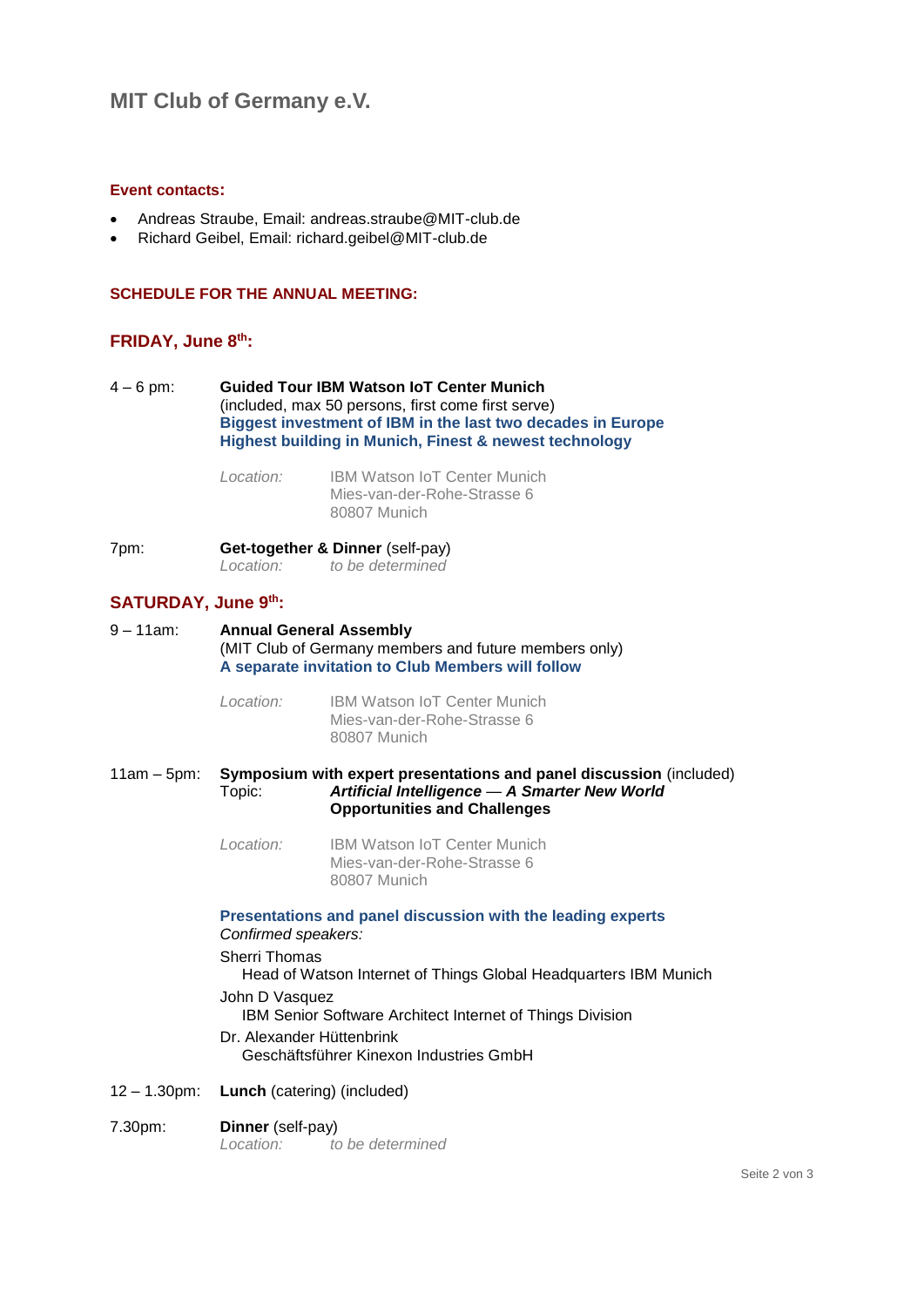## MIT Club of Germany e.V.

**Event contacts:**

- Andreas Straube, Email: andreas.straube@MIT-club.de
- Richard Geibel, Email: richard.geibel@MIT-club.de

**SCHEDULE FOR THE ANNUAL MEETING:**

### FRIDAY, June 8th:

4 – 6 pm: **Guided Tour IBM Watson IoT Center Munich**
(included, max 50 persons, first come first serve)
**Biggest investment of IBM in the last two decades in Europe**
**Highest building in Munich, Finest & newest technology**

*Location:* IBM Watson IoT Center Munich
Mies-van-der-Rohe-Strasse 6
80807 Munich

7pm: **Get-together & Dinner** (self-pay)
*Location:* *to be determined*

### SATURDAY, June 9th:

9 – 11am: **Annual General Assembly**
(MIT Club of Germany members and future members only)
**A separate invitation to Club Members will follow**

*Location:* IBM Watson IoT Center Munich
Mies-van-der-Rohe-Strasse 6
80807 Munich

11am – 5pm: **Symposium with expert presentations and panel discussion** (included)
Topic: ***Artificial Intelligence — A Smarter New World***
**Opportunities and Challenges**

*Location:* IBM Watson IoT Center Munich
Mies-van-der-Rohe-Strasse 6
80807 Munich

**Presentations and panel discussion with the leading experts**
*Confirmed speakers:*

Sherri Thomas
Head of Watson Internet of Things Global Headquarters IBM Munich

John D Vasquez
IBM Senior Software Architect Internet of Things Division

Dr. Alexander Hüttenbrink
Geschäftsführer Kinexon Industries GmbH

12 – 1.30pm: **Lunch** (catering) (included)

7.30pm: **Dinner** (self-pay)
*Location:* *to be determined*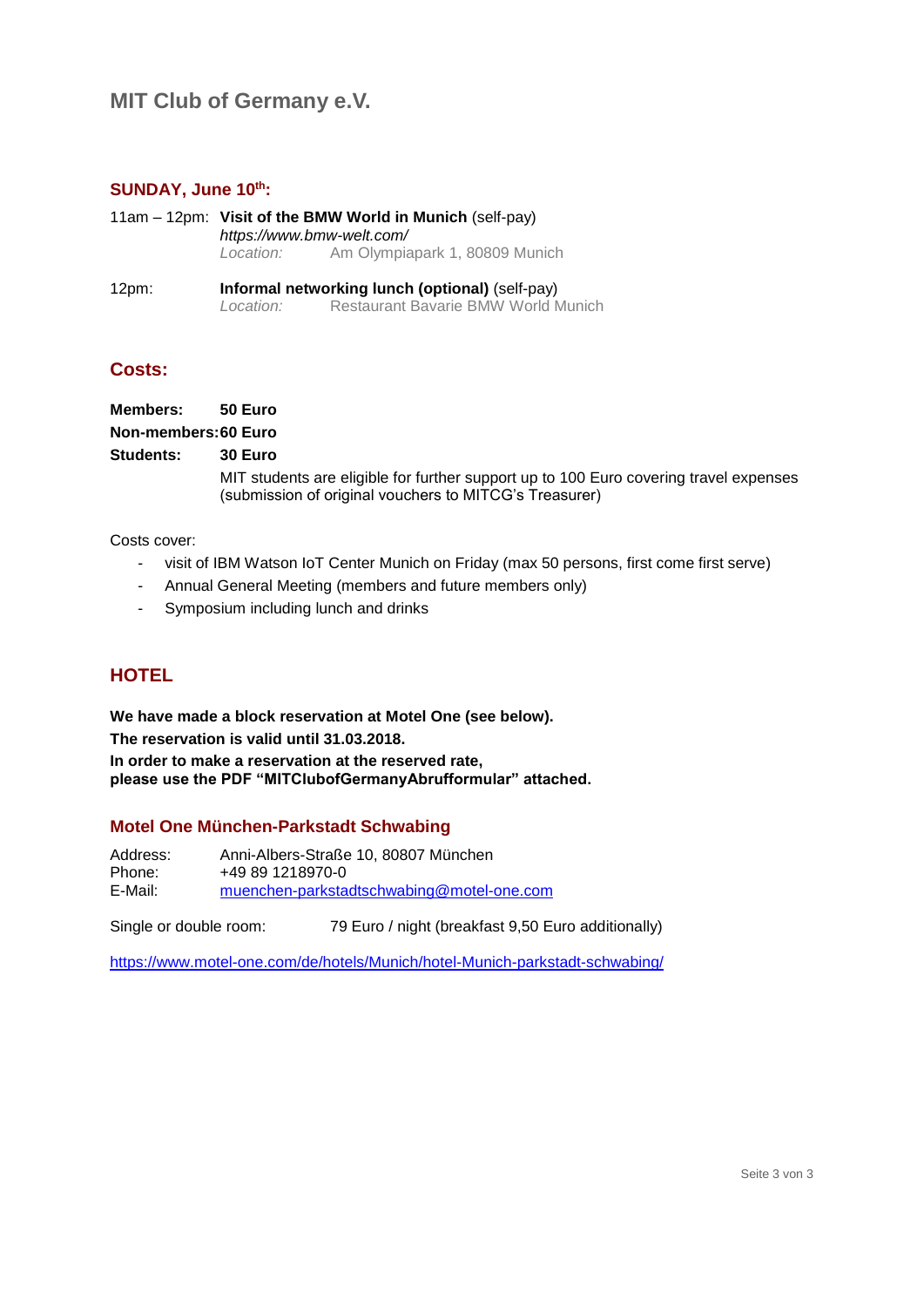# MIT Club of Germany e.V.

## SUNDAY, June 10th:

11am – 12pm: **Visit of the BMW World in Munich** (self-pay)
*https://www.bmw-welt.com/*
*Location:* Am Olympiapark 1, 80809 Munich

12pm: **Informal networking lunch (optional)** (self-pay)
*Location:* Restaurant Bavarie BMW World Munich

## Costs:

**Members:** **50 Euro**

**Non-members:** **60 Euro**

**Students:** **30 Euro**

MIT students are eligible for further support up to 100 Euro covering travel expenses (submission of original vouchers to MITCG's Treasurer)

Costs cover:

- visit of IBM Watson IoT Center Munich on Friday (max 50 persons, first come first serve)
- Annual General Meeting (members and future members only)
- Symposium including lunch and drinks

## HOTEL

**We have made a block reservation at Motel One (see below).**
**The reservation is valid until 31.03.2018.**
**In order to make a reservation at the reserved rate,**
**please use the PDF "MITClubofGermanyAbrufformular" attached.**

### Motel One München-Parkstadt Schwabing

Address: Anni-Albers-Straße 10, 80807 München
Phone: +49 89 1218970-0
E-Mail: muenchen-parkstadtschwabing@motel-one.com

Single or double room: 79 Euro / night (breakfast 9,50 Euro additionally)

https://www.motel-one.com/de/hotels/Munich/hotel-Munich-parkstadt-schwabing/